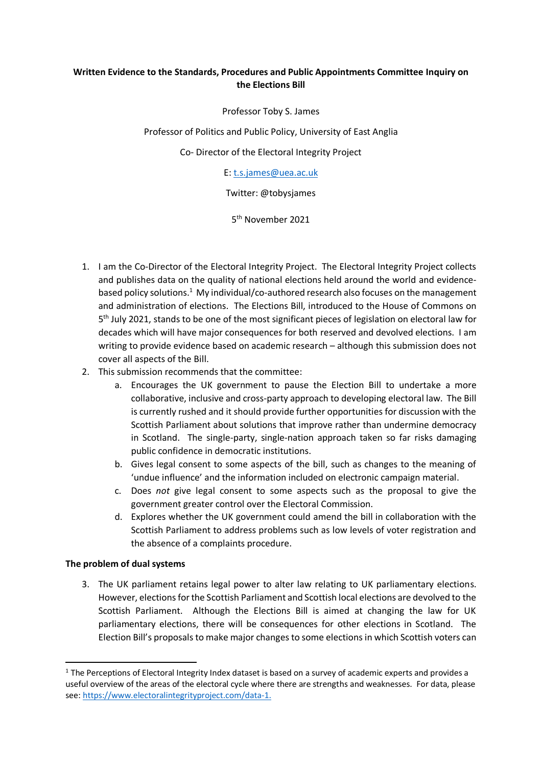**Written Evidence to the Standards, Procedures and Public Appointments Committee Inquiry on the Elections Bill**

Professor Toby S. James

Professor of Politics and Public Policy, University of East Anglia

Co- Director of the Electoral Integrity Project

E: t.s.james@uea.ac.uk

Twitter: @tobysjames

5th November 2021

1. I am the Co-Director of the Electoral Integrity Project. The Electoral Integrity Project collects and publishes data on the quality of national elections held around the world and evidence-based policy solutions.[1] My individual/co-authored research also focuses on the management and administration of elections. The Elections Bill, introduced to the House of Commons on 5th July 2021, stands to be one of the most significant pieces of legislation on electoral law for decades which will have major consequences for both reserved and devolved elections. I am writing to provide evidence based on academic research – although this submission does not cover all aspects of the Bill.
2. This submission recommends that the committee:
   a. Encourages the UK government to pause the Election Bill to undertake a more collaborative, inclusive and cross-party approach to developing electoral law. The Bill is currently rushed and it should provide further opportunities for discussion with the Scottish Parliament about solutions that improve rather than undermine democracy in Scotland. The single-party, single-nation approach taken so far risks damaging public confidence in democratic institutions.
   b. Gives legal consent to some aspects of the bill, such as changes to the meaning of 'undue influence' and the information included on electronic campaign material.
   c. Does *not* give legal consent to some aspects such as the proposal to give the government greater control over the Electoral Commission.
   d. Explores whether the UK government could amend the bill in collaboration with the Scottish Parliament to address problems such as low levels of voter registration and the absence of a complaints procedure.

**The problem of dual systems**

3. The UK parliament retains legal power to alter law relating to UK parliamentary elections. However, elections for the Scottish Parliament and Scottish local elections are devolved to the Scottish Parliament. Although the Elections Bill is aimed at changing the law for UK parliamentary elections, there will be consequences for other elections in Scotland. The Election Bill's proposals to make major changes to some elections in which Scottish voters can

[1] The Perceptions of Electoral Integrity Index dataset is based on a survey of academic experts and provides a useful overview of the areas of the electoral cycle where there are strengths and weaknesses. For data, please see: https://www.electoralintegrityproject.com/data-1.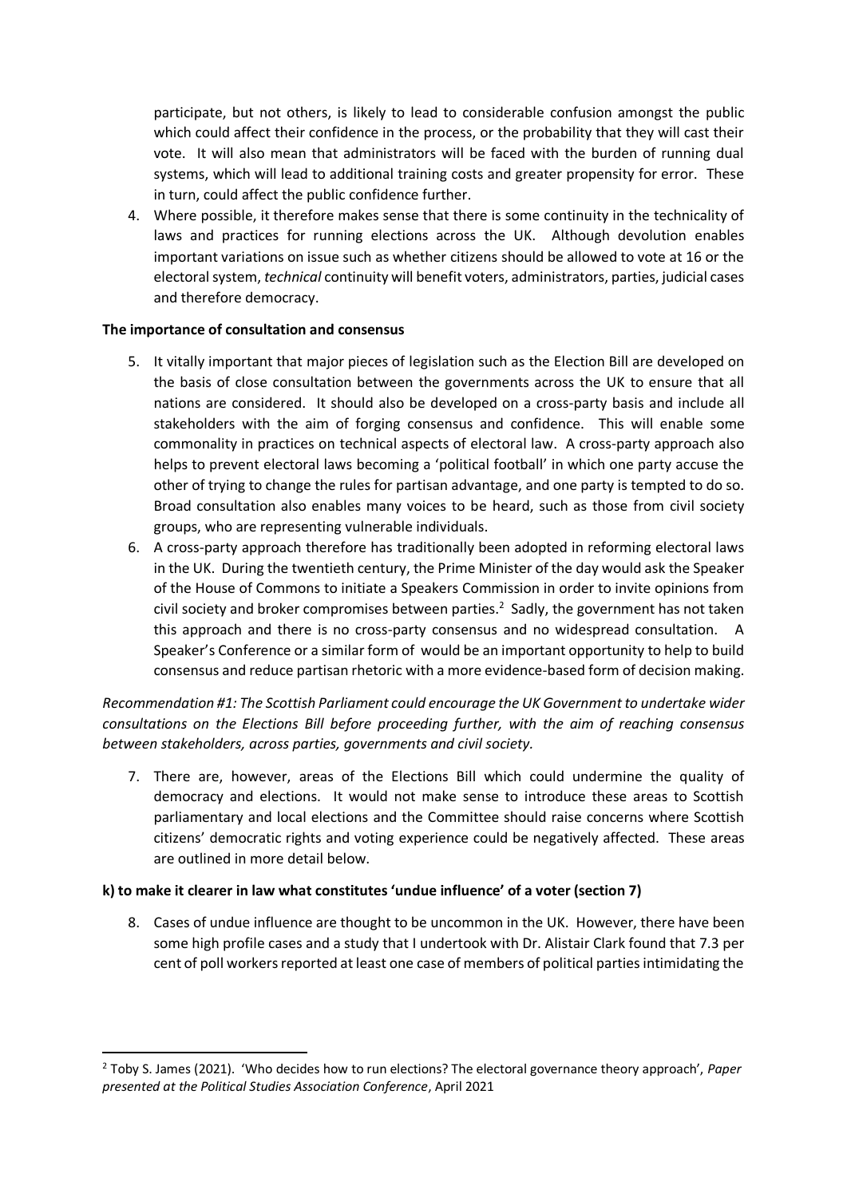participate, but not others, is likely to lead to considerable confusion amongst the public which could affect their confidence in the process, or the probability that they will cast their vote. It will also mean that administrators will be faced with the burden of running dual systems, which will lead to additional training costs and greater propensity for error. These in turn, could affect the public confidence further.

4. Where possible, it therefore makes sense that there is some continuity in the technicality of laws and practices for running elections across the UK. Although devolution enables important variations on issue such as whether citizens should be allowed to vote at 16 or the electoral system, *technical* continuity will benefit voters, administrators, parties, judicial cases and therefore democracy.

**The importance of consultation and consensus**

5. It vitally important that major pieces of legislation such as the Election Bill are developed on the basis of close consultation between the governments across the UK to ensure that all nations are considered. It should also be developed on a cross-party basis and include all stakeholders with the aim of forging consensus and confidence. This will enable some commonality in practices on technical aspects of electoral law. A cross-party approach also helps to prevent electoral laws becoming a 'political football' in which one party accuse the other of trying to change the rules for partisan advantage, and one party is tempted to do so. Broad consultation also enables many voices to be heard, such as those from civil society groups, who are representing vulnerable individuals.
6. A cross-party approach therefore has traditionally been adopted in reforming electoral laws in the UK. During the twentieth century, the Prime Minister of the day would ask the Speaker of the House of Commons to initiate a Speakers Commission in order to invite opinions from civil society and broker compromises between parties.[2] Sadly, the government has not taken this approach and there is no cross-party consensus and no widespread consultation. A Speaker's Conference or a similar form of would be an important opportunity to help to build consensus and reduce partisan rhetoric with a more evidence-based form of decision making.

*Recommendation #1: The Scottish Parliament could encourage the UK Government to undertake wider consultations on the Elections Bill before proceeding further, with the aim of reaching consensus between stakeholders, across parties, governments and civil society.*

7. There are, however, areas of the Elections Bill which could undermine the quality of democracy and elections. It would not make sense to introduce these areas to Scottish parliamentary and local elections and the Committee should raise concerns where Scottish citizens' democratic rights and voting experience could be negatively affected. These areas are outlined in more detail below.

**k) to make it clearer in law what constitutes 'undue influence' of a voter (section 7)**

8. Cases of undue influence are thought to be uncommon in the UK. However, there have been some high profile cases and a study that I undertook with Dr. Alistair Clark found that 7.3 per cent of poll workers reported at least one case of members of political parties intimidating the

[2] Toby S. James (2021). 'Who decides how to run elections? The electoral governance theory approach', *Paper presented at the Political Studies Association Conference*, April 2021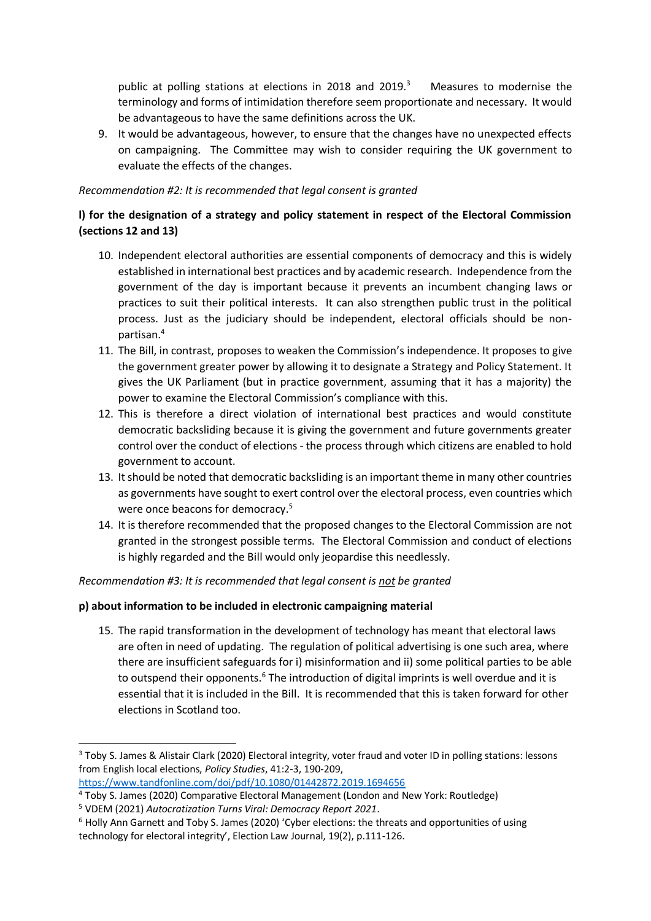public at polling stations at elections in 2018 and 2019.[3] Measures to modernise the terminology and forms of intimidation therefore seem proportionate and necessary. It would be advantageous to have the same definitions across the UK.

9. It would be advantageous, however, to ensure that the changes have no unexpected effects on campaigning. The Committee may wish to consider requiring the UK government to evaluate the effects of the changes.

*Recommendation #2: It is recommended that legal consent is granted*

**l) for the designation of a strategy and policy statement in respect of the Electoral Commission (sections 12 and 13)**

10. Independent electoral authorities are essential components of democracy and this is widely established in international best practices and by academic research. Independence from the government of the day is important because it prevents an incumbent changing laws or practices to suit their political interests. It can also strengthen public trust in the political process. Just as the judiciary should be independent, electoral officials should be non-partisan.[4]
11. The Bill, in contrast, proposes to weaken the Commission's independence. It proposes to give the government greater power by allowing it to designate a Strategy and Policy Statement. It gives the UK Parliament (but in practice government, assuming that it has a majority) the power to examine the Electoral Commission's compliance with this.
12. This is therefore a direct violation of international best practices and would constitute democratic backsliding because it is giving the government and future governments greater control over the conduct of elections - the process through which citizens are enabled to hold government to account.
13. It should be noted that democratic backsliding is an important theme in many other countries as governments have sought to exert control over the electoral process, even countries which were once beacons for democracy.[5]
14. It is therefore recommended that the proposed changes to the Electoral Commission are not granted in the strongest possible terms. The Electoral Commission and conduct of elections is highly regarded and the Bill would only jeopardise this needlessly.

*Recommendation #3: It is recommended that legal consent is not be granted*

**p) about information to be included in electronic campaigning material**

15. The rapid transformation in the development of technology has meant that electoral laws are often in need of updating. The regulation of political advertising is one such area, where there are insufficient safeguards for i) misinformation and ii) some political parties to be able to outspend their opponents.[6] The introduction of digital imprints is well overdue and it is essential that it is included in the Bill. It is recommended that this is taken forward for other elections in Scotland too.

---

[3] Toby S. James & Alistair Clark (2020) Electoral integrity, voter fraud and voter ID in polling stations: lessons from English local elections, *Policy Studies*, 41:2-3, 190-209, https://www.tandfonline.com/doi/pdf/10.1080/01442872.2019.1694656

[4] Toby S. James (2020) Comparative Electoral Management (London and New York: Routledge)

[5] VDEM (2021) *Autocratization Turns Viral: Democracy Report 2021*.

[6] Holly Ann Garnett and Toby S. James (2020) 'Cyber elections: the threats and opportunities of using technology for electoral integrity', Election Law Journal, 19(2), p.111-126.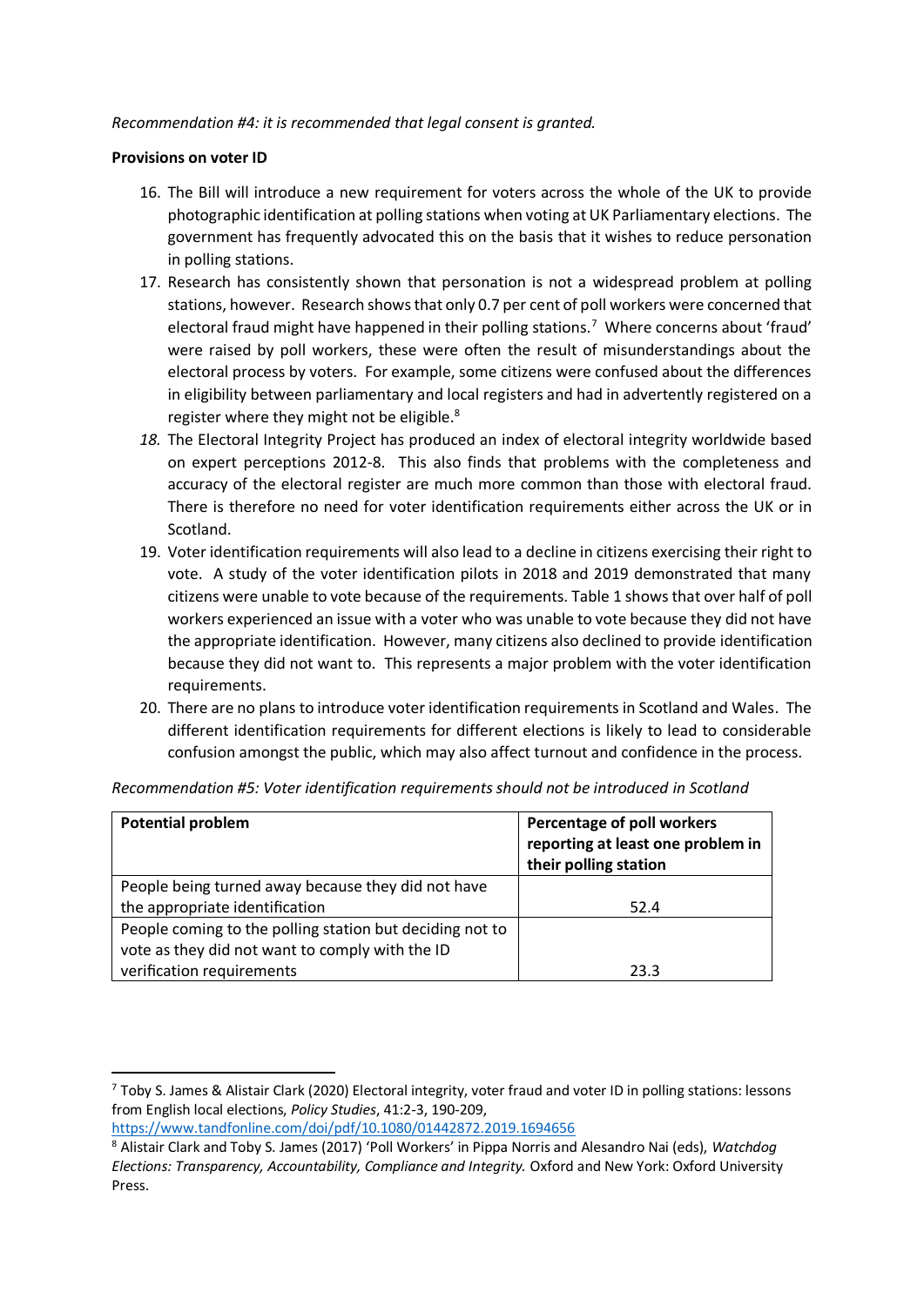*Recommendation #4: it is recommended that legal consent is granted.*

**Provisions on voter ID**

16. The Bill will introduce a new requirement for voters across the whole of the UK to provide photographic identification at polling stations when voting at UK Parliamentary elections. The government has frequently advocated this on the basis that it wishes to reduce personation in polling stations.
17. Research has consistently shown that personation is not a widespread problem at polling stations, however. Research shows that only 0.7 per cent of poll workers were concerned that electoral fraud might have happened in their polling stations.[7] Where concerns about 'fraud' were raised by poll workers, these were often the result of misunderstandings about the electoral process by voters. For example, some citizens were confused about the differences in eligibility between parliamentary and local registers and had in advertently registered on a register where they might not be eligible.[8]
18. The Electoral Integrity Project has produced an index of electoral integrity worldwide based on expert perceptions 2012-8. This also finds that problems with the completeness and accuracy of the electoral register are much more common than those with electoral fraud. There is therefore no need for voter identification requirements either across the UK or in Scotland.
19. Voter identification requirements will also lead to a decline in citizens exercising their right to vote. A study of the voter identification pilots in 2018 and 2019 demonstrated that many citizens were unable to vote because of the requirements. Table 1 shows that over half of poll workers experienced an issue with a voter who was unable to vote because they did not have the appropriate identification. However, many citizens also declined to provide identification because they did not want to. This represents a major problem with the voter identification requirements.
20. There are no plans to introduce voter identification requirements in Scotland and Wales. The different identification requirements for different elections is likely to lead to considerable confusion amongst the public, which may also affect turnout and confidence in the process.

*Recommendation #5: Voter identification requirements should not be introduced in Scotland*

| **Potential problem** | **Percentage of poll workers reporting at least one problem in their polling station** |
|---|---|
| People being turned away because they did not have the appropriate identification | 52.4 |
| People coming to the polling station but deciding not to vote as they did not want to comply with the ID verification requirements | 23.3 |

[7] Toby S. James & Alistair Clark (2020) Electoral integrity, voter fraud and voter ID in polling stations: lessons from English local elections, *Policy Studies*, 41:2-3, 190-209, https://www.tandfonline.com/doi/pdf/10.1080/01442872.2019.1694656

[8] Alistair Clark and Toby S. James (2017) 'Poll Workers' in Pippa Norris and Alesandro Nai (eds), *Watchdog Elections: Transparency, Accountability, Compliance and Integrity.* Oxford and New York: Oxford University Press.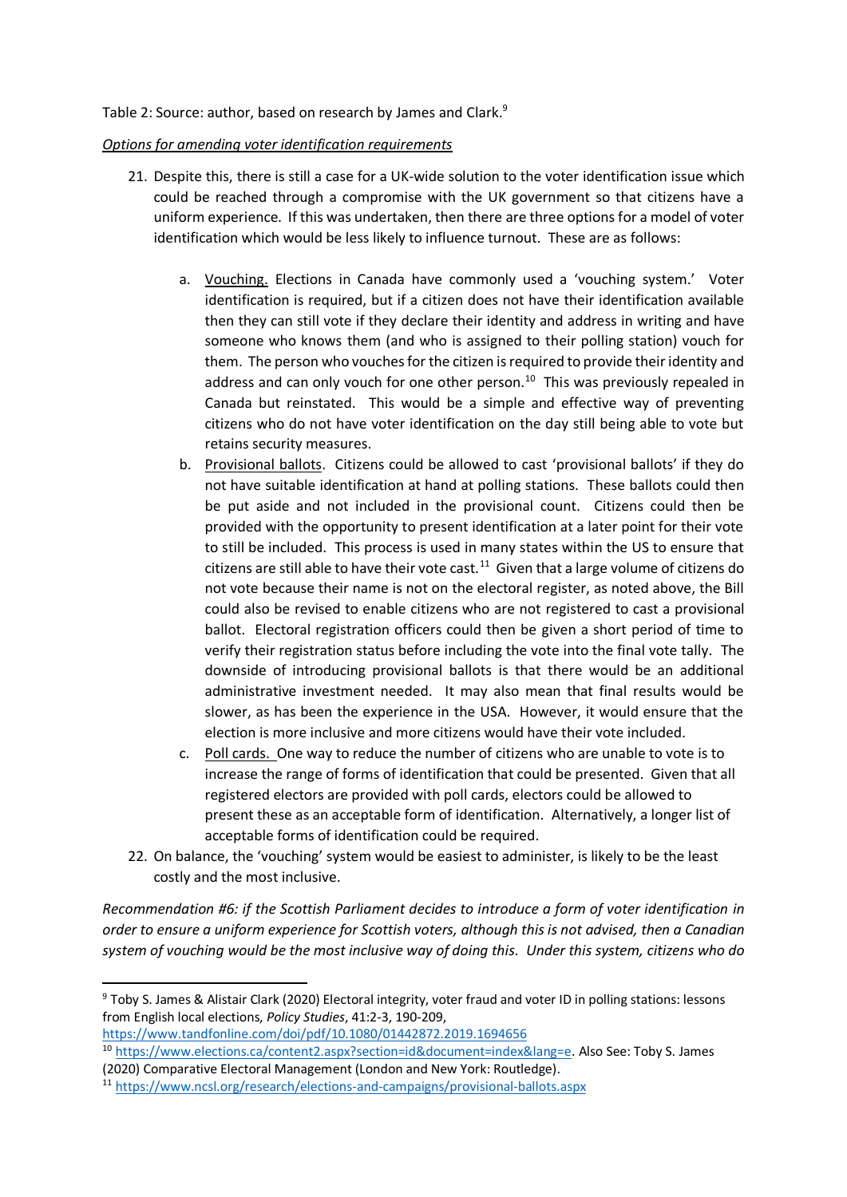Table 2: Source: author, based on research by James and Clark.[9]

*Options for amending voter identification requirements*

21. Despite this, there is still a case for a UK-wide solution to the voter identification issue which could be reached through a compromise with the UK government so that citizens have a uniform experience. If this was undertaken, then there are three options for a model of voter identification which would be less likely to influence turnout. These are as follows:

    a. Vouching. Elections in Canada have commonly used a 'vouching system.' Voter identification is required, but if a citizen does not have their identification available then they can still vote if they declare their identity and address in writing and have someone who knows them (and who is assigned to their polling station) vouch for them. The person who vouches for the citizen is required to provide their identity and address and can only vouch for one other person.[10] This was previously repealed in Canada but reinstated. This would be a simple and effective way of preventing citizens who do not have voter identification on the day still being able to vote but retains security measures.

    b. Provisional ballots. Citizens could be allowed to cast 'provisional ballots' if they do not have suitable identification at hand at polling stations. These ballots could then be put aside and not included in the provisional count. Citizens could then be provided with the opportunity to present identification at a later point for their vote to still be included. This process is used in many states within the US to ensure that citizens are still able to have their vote cast.[11] Given that a large volume of citizens do not vote because their name is not on the electoral register, as noted above, the Bill could also be revised to enable citizens who are not registered to cast a provisional ballot. Electoral registration officers could then be given a short period of time to verify their registration status before including the vote into the final vote tally. The downside of introducing provisional ballots is that there would be an additional administrative investment needed. It may also mean that final results would be slower, as has been the experience in the USA. However, it would ensure that the election is more inclusive and more citizens would have their vote included.

    c. Poll cards. One way to reduce the number of citizens who are unable to vote is to increase the range of forms of identification that could be presented. Given that all registered electors are provided with poll cards, electors could be allowed to present these as an acceptable form of identification. Alternatively, a longer list of acceptable forms of identification could be required.

22. On balance, the 'vouching' system would be easiest to administer, is likely to be the least costly and the most inclusive.

*Recommendation #6: if the Scottish Parliament decides to introduce a form of voter identification in order to ensure a uniform experience for Scottish voters, although this is not advised, then a Canadian system of vouching would be the most inclusive way of doing this. Under this system, citizens who do*

---

[9] Toby S. James & Alistair Clark (2020) Electoral integrity, voter fraud and voter ID in polling stations: lessons from English local elections, *Policy Studies*, 41:2-3, 190-209, https://www.tandfonline.com/doi/pdf/10.1080/01442872.2019.1694656

[10] https://www.elections.ca/content2.aspx?section=id&document=index&lang=e. Also See: Toby S. James (2020) Comparative Electoral Management (London and New York: Routledge).

[11] https://www.ncsl.org/research/elections-and-campaigns/provisional-ballots.aspx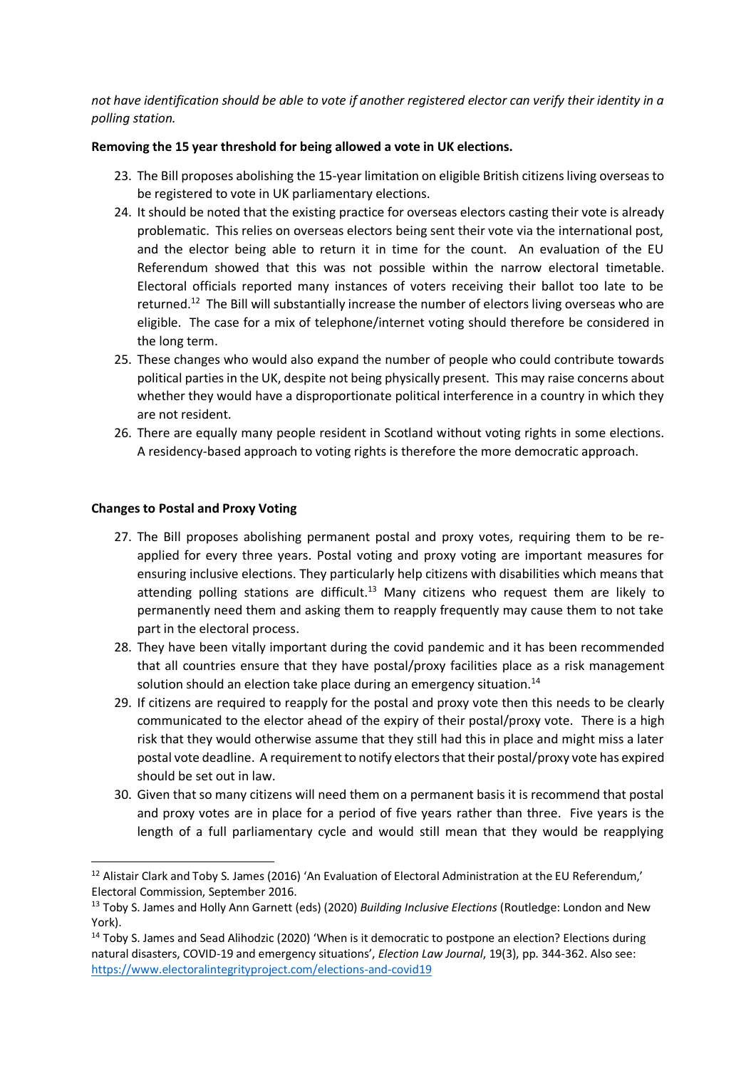*not have identification should be able to vote if another registered elector can verify their identity in a polling station.*

**Removing the 15 year threshold for being allowed a vote in UK elections.**

23. The Bill proposes abolishing the 15-year limitation on eligible British citizens living overseas to be registered to vote in UK parliamentary elections.
24. It should be noted that the existing practice for overseas electors casting their vote is already problematic. This relies on overseas electors being sent their vote via the international post, and the elector being able to return it in time for the count. An evaluation of the EU Referendum showed that this was not possible within the narrow electoral timetable. Electoral officials reported many instances of voters receiving their ballot too late to be returned.[12] The Bill will substantially increase the number of electors living overseas who are eligible. The case for a mix of telephone/internet voting should therefore be considered in the long term.
25. These changes who would also expand the number of people who could contribute towards political parties in the UK, despite not being physically present. This may raise concerns about whether they would have a disproportionate political interference in a country in which they are not resident.
26. There are equally many people resident in Scotland without voting rights in some elections. A residency-based approach to voting rights is therefore the more democratic approach.

**Changes to Postal and Proxy Voting**

27. The Bill proposes abolishing permanent postal and proxy votes, requiring them to be re-applied for every three years. Postal voting and proxy voting are important measures for ensuring inclusive elections. They particularly help citizens with disabilities which means that attending polling stations are difficult.[13] Many citizens who request them are likely to permanently need them and asking them to reapply frequently may cause them to not take part in the electoral process.
28. They have been vitally important during the covid pandemic and it has been recommended that all countries ensure that they have postal/proxy facilities place as a risk management solution should an election take place during an emergency situation.[14]
29. If citizens are required to reapply for the postal and proxy vote then this needs to be clearly communicated to the elector ahead of the expiry of their postal/proxy vote. There is a high risk that they would otherwise assume that they still had this in place and might miss a later postal vote deadline. A requirement to notify electors that their postal/proxy vote has expired should be set out in law.
30. Given that so many citizens will need them on a permanent basis it is recommend that postal and proxy votes are in place for a period of five years rather than three. Five years is the length of a full parliamentary cycle and would still mean that they would be reapplying

---

[12] Alistair Clark and Toby S. James (2016) 'An Evaluation of Electoral Administration at the EU Referendum,' Electoral Commission, September 2016.

[13] Toby S. James and Holly Ann Garnett (eds) (2020) *Building Inclusive Elections* (Routledge: London and New York).

[14] Toby S. James and Sead Alihodzic (2020) 'When is it democratic to postpone an election? Elections during natural disasters, COVID-19 and emergency situations', *Election Law Journal*, 19(3), pp. 344-362. Also see: https://www.electoralintegrityproject.com/elections-and-covid19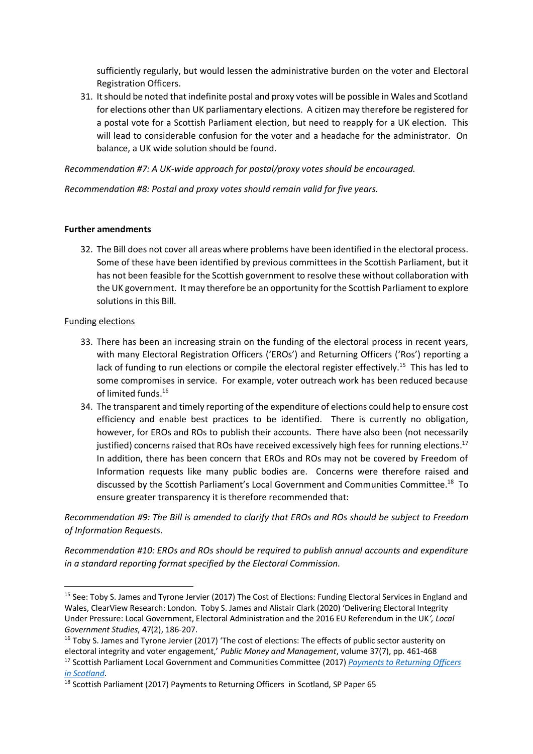sufficiently regularly, but would lessen the administrative burden on the voter and Electoral Registration Officers.

31. It should be noted that indefinite postal and proxy votes will be possible in Wales and Scotland for elections other than UK parliamentary elections. A citizen may therefore be registered for a postal vote for a Scottish Parliament election, but need to reapply for a UK election. This will lead to considerable confusion for the voter and a headache for the administrator. On balance, a UK wide solution should be found.

*Recommendation #7: A UK-wide approach for postal/proxy votes should be encouraged.*

*Recommendation #8: Postal and proxy votes should remain valid for five years.*

**Further amendments**

32. The Bill does not cover all areas where problems have been identified in the electoral process. Some of these have been identified by previous committees in the Scottish Parliament, but it has not been feasible for the Scottish government to resolve these without collaboration with the UK government. It may therefore be an opportunity for the Scottish Parliament to explore solutions in this Bill.

Funding elections

33. There has been an increasing strain on the funding of the electoral process in recent years, with many Electoral Registration Officers ('EROs') and Returning Officers ('Ros') reporting a lack of funding to run elections or compile the electoral register effectively.[15] This has led to some compromises in service. For example, voter outreach work has been reduced because of limited funds.[16]
34. The transparent and timely reporting of the expenditure of elections could help to ensure cost efficiency and enable best practices to be identified. There is currently no obligation, however, for EROs and ROs to publish their accounts. There have also been (not necessarily justified) concerns raised that ROs have received excessively high fees for running elections.[17] In addition, there has been concern that EROs and ROs may not be covered by Freedom of Information requests like many public bodies are. Concerns were therefore raised and discussed by the Scottish Parliament's Local Government and Communities Committee.[18] To ensure greater transparency it is therefore recommended that:

*Recommendation #9: The Bill is amended to clarify that EROs and ROs should be subject to Freedom of Information Requests.*

*Recommendation #10: EROs and ROs should be required to publish annual accounts and expenditure in a standard reporting format specified by the Electoral Commission.*

---

[15] See: Toby S. James and Tyrone Jervier (2017) The Cost of Elections: Funding Electoral Services in England and Wales, ClearView Research: London. Toby S. James and Alistair Clark (2020) 'Delivering Electoral Integrity Under Pressure: Local Government, Electoral Administration and the 2016 EU Referendum in the UK*', Local Government Studies*, 47(2), 186-207.

[16] Toby S. James and Tyrone Jervier (2017) 'The cost of elections: The effects of public sector austerity on electoral integrity and voter engagement,' *Public Money and Management*, volume 37(7), pp. 461-468

[17] Scottish Parliament Local Government and Communities Committee (2017) [*Payments to Returning Officers in Scotland*](). 

[18] Scottish Parliament (2017) Payments to Returning Officers in Scotland, SP Paper 65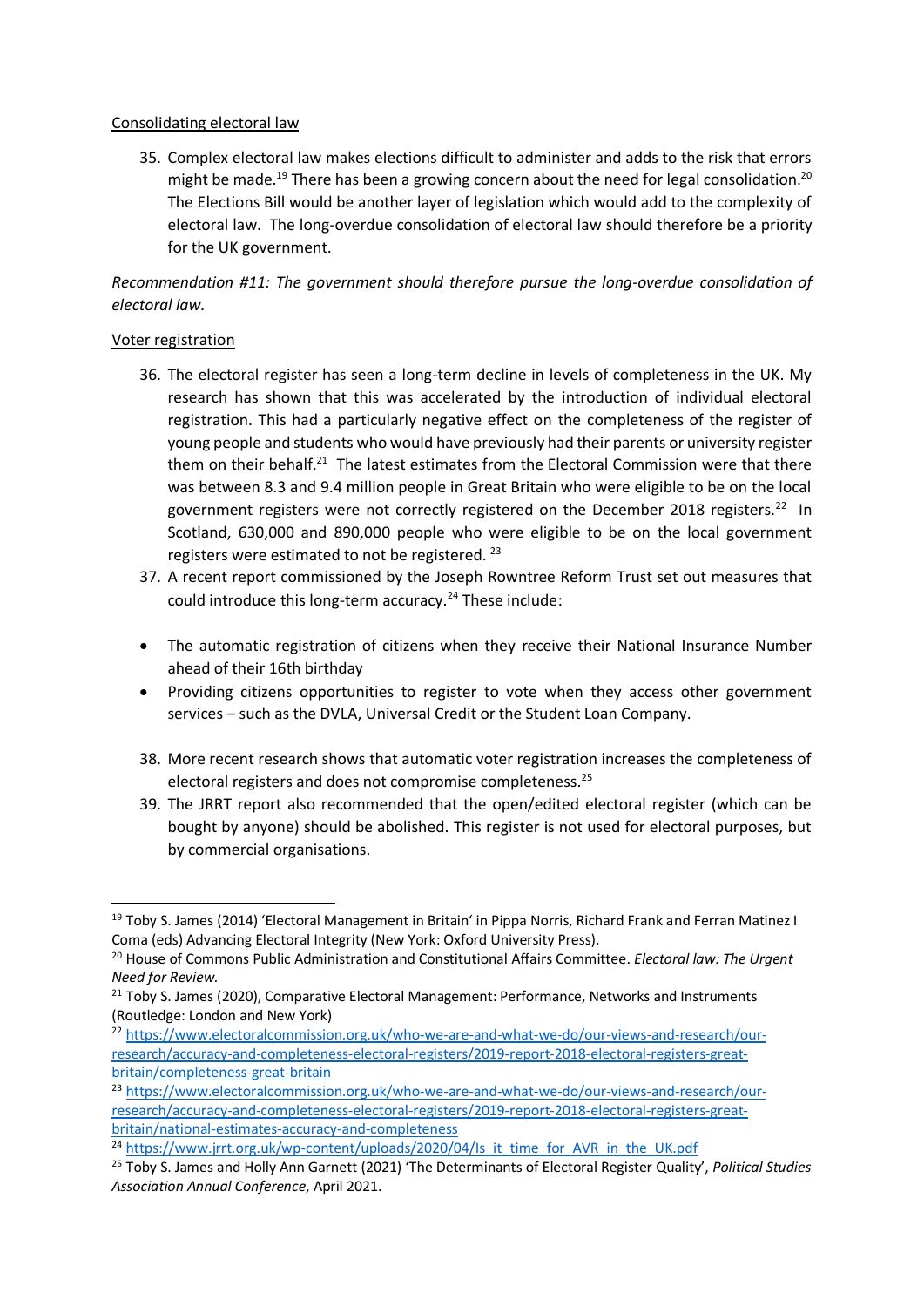Consolidating electoral law

35. Complex electoral law makes elections difficult to administer and adds to the risk that errors might be made.[19] There has been a growing concern about the need for legal consolidation.[20] The Elections Bill would be another layer of legislation which would add to the complexity of electoral law. The long-overdue consolidation of electoral law should therefore be a priority for the UK government.

*Recommendation #11: The government should therefore pursue the long-overdue consolidation of electoral law.*

Voter registration

36. The electoral register has seen a long-term decline in levels of completeness in the UK. My research has shown that this was accelerated by the introduction of individual electoral registration. This had a particularly negative effect on the completeness of the register of young people and students who would have previously had their parents or university register them on their behalf.[21] The latest estimates from the Electoral Commission were that there was between 8.3 and 9.4 million people in Great Britain who were eligible to be on the local government registers were not correctly registered on the December 2018 registers.[22] In Scotland, 630,000 and 890,000 people who were eligible to be on the local government registers were estimated to not be registered. [23]
37. A recent report commissioned by the Joseph Rowntree Reform Trust set out measures that could introduce this long-term accuracy.[24] These include:

- The automatic registration of citizens when they receive their National Insurance Number ahead of their 16th birthday
- Providing citizens opportunities to register to vote when they access other government services – such as the DVLA, Universal Credit or the Student Loan Company.

38. More recent research shows that automatic voter registration increases the completeness of electoral registers and does not compromise completeness.[25]
39. The JRRT report also recommended that the open/edited electoral register (which can be bought by anyone) should be abolished. This register is not used for electoral purposes, but by commercial organisations.

---

[19] Toby S. James (2014) 'Electoral Management in Britain' in Pippa Norris, Richard Frank and Ferran Matinez I Coma (eds) Advancing Electoral Integrity (New York: Oxford University Press).

[20] House of Commons Public Administration and Constitutional Affairs Committee. *Electoral law: The Urgent Need for Review.*

[21] Toby S. James (2020), Comparative Electoral Management: Performance, Networks and Instruments (Routledge: London and New York)

[22] https://www.electoralcommission.org.uk/who-we-are-and-what-we-do/our-views-and-research/our-research/accuracy-and-completeness-electoral-registers/2019-report-2018-electoral-registers-great-britain/completeness-great-britain

[23] https://www.electoralcommission.org.uk/who-we-are-and-what-we-do/our-views-and-research/our-research/accuracy-and-completeness-electoral-registers/2019-report-2018-electoral-registers-great-britain/national-estimates-accuracy-and-completeness

[24] https://www.jrrt.org.uk/wp-content/uploads/2020/04/Is_it_time_for_AVR_in_the_UK.pdf

[25] Toby S. James and Holly Ann Garnett (2021) 'The Determinants of Electoral Register Quality', *Political Studies Association Annual Conference*, April 2021.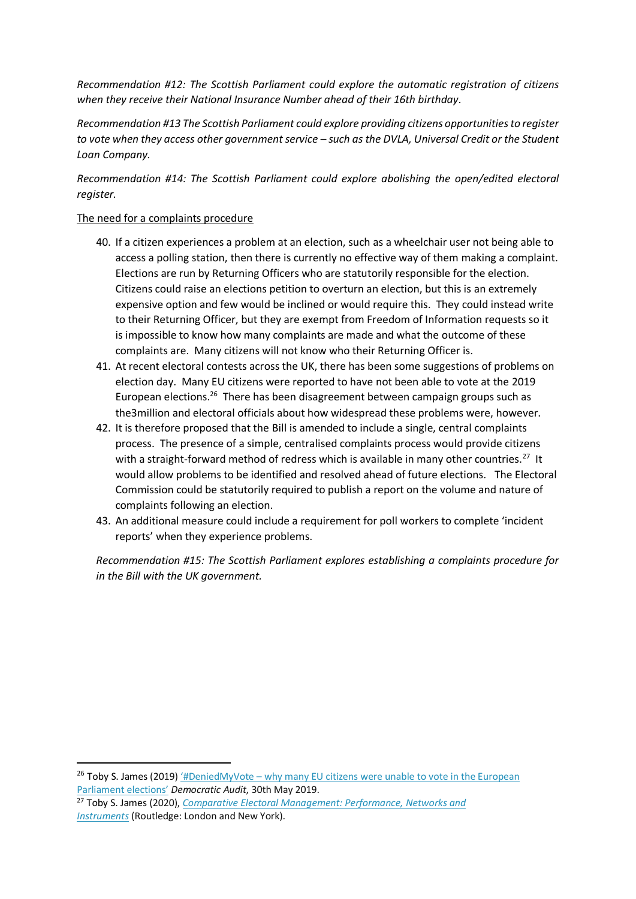*Recommendation #12: The Scottish Parliament could explore the automatic registration of citizens when they receive their National Insurance Number ahead of their 16th birthday.*

*Recommendation #13 The Scottish Parliament could explore providing citizens opportunities to register to vote when they access other government service – such as the DVLA, Universal Credit or the Student Loan Company.*

*Recommendation #14: The Scottish Parliament could explore abolishing the open/edited electoral register.*

<u>The need for a complaints procedure</u>

40. If a citizen experiences a problem at an election, such as a wheelchair user not being able to access a polling station, then there is currently no effective way of them making a complaint. Elections are run by Returning Officers who are statutorily responsible for the election. Citizens could raise an elections petition to overturn an election, but this is an extremely expensive option and few would be inclined or would require this. They could instead write to their Returning Officer, but they are exempt from Freedom of Information requests so it is impossible to know how many complaints are made and what the outcome of these complaints are. Many citizens will not know who their Returning Officer is.
41. At recent electoral contests across the UK, there has been some suggestions of problems on election day. Many EU citizens were reported to have not been able to vote at the 2019 European elections.[26] There has been disagreement between campaign groups such as the3million and electoral officials about how widespread these problems were, however.
42. It is therefore proposed that the Bill is amended to include a single, central complaints process. The presence of a simple, centralised complaints process would provide citizens with a straight-forward method of redress which is available in many other countries.[27] It would allow problems to be identified and resolved ahead of future elections. The Electoral Commission could be statutorily required to publish a report on the volume and nature of complaints following an election.
43. An additional measure could include a requirement for poll workers to complete 'incident reports' when they experience problems.

*Recommendation #15: The Scottish Parliament explores establishing a complaints procedure for in the Bill with the UK government.*

---

[26] Toby S. James (2019) '#DeniedMyVote – why many EU citizens were unable to vote in the European Parliament elections' *Democratic Audit*, 30th May 2019.

[27] Toby S. James (2020), *Comparative Electoral Management: Performance, Networks and Instruments* (Routledge: London and New York).